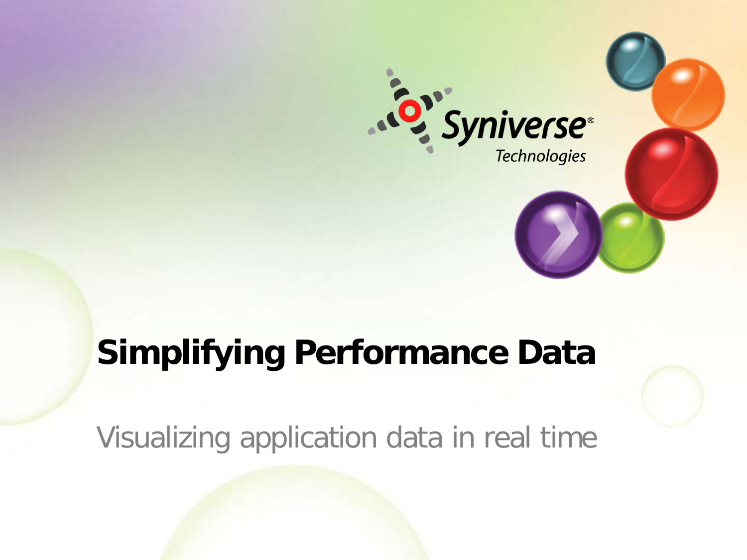Syniverse® Technologies

# Simplifying Performance Data

Visualizing application data in real time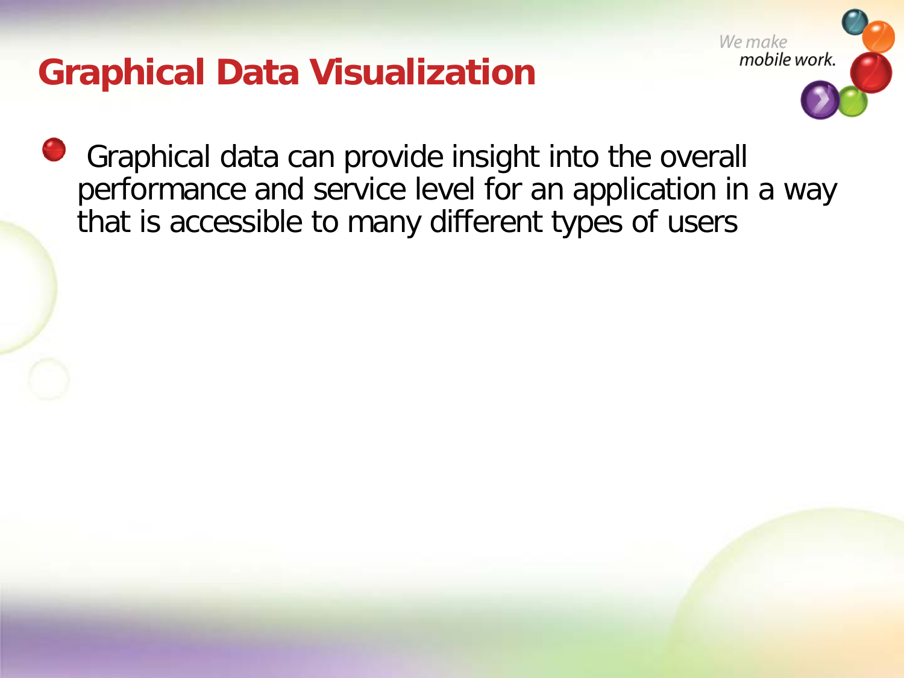# Graphical Data Visualization

- Graphical data can provide insight into the overall performance and service level for an application in a way that is accessible to many different types of users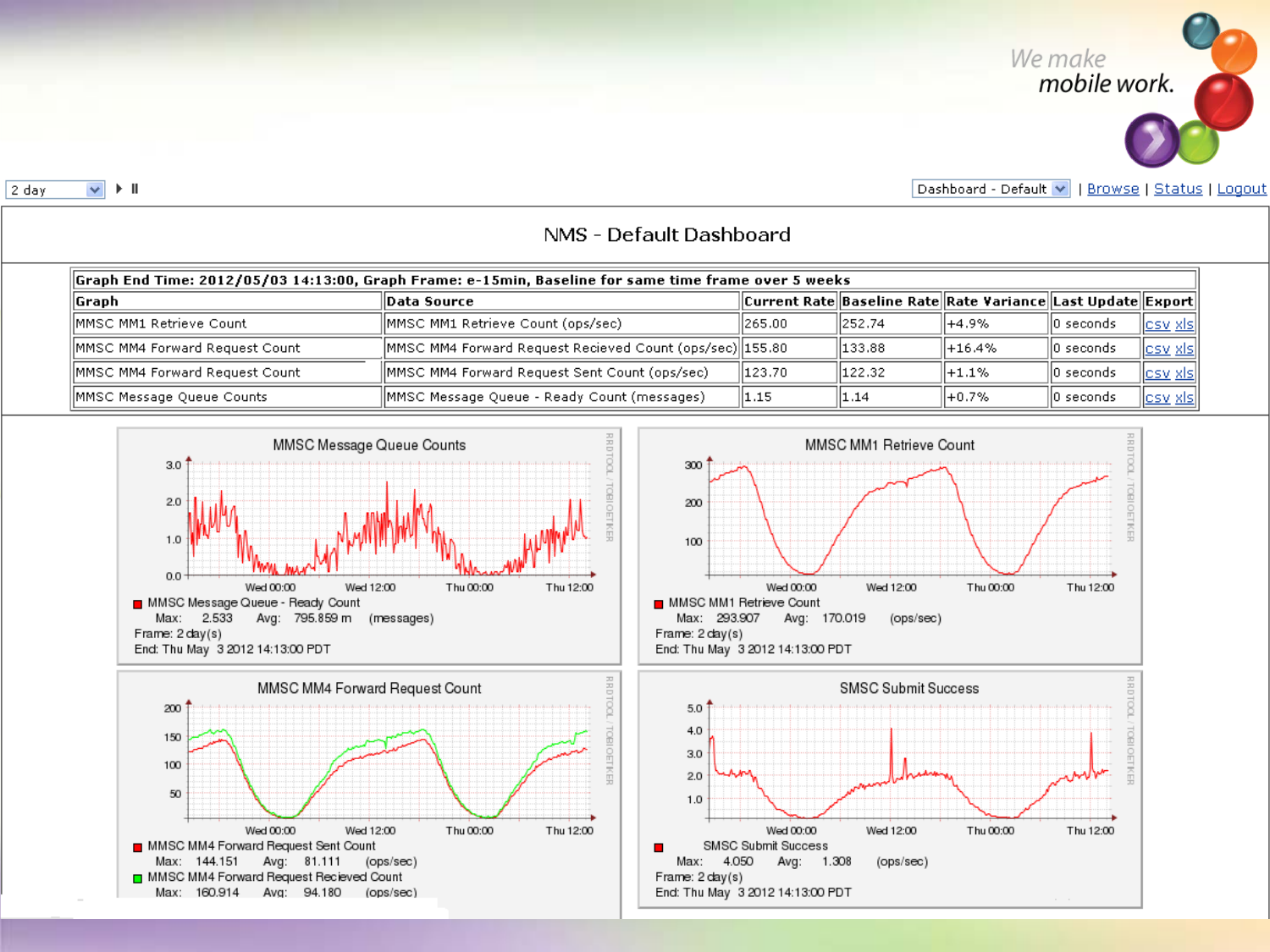We make mobile work.

2 day | Dashboard - Default | Browse | Status | Logout

# NMS - Default Dashboard

| Graph End Time: 2012/05/03 14:13:00, Graph Frame: e-15min, Baseline for same time frame over 5 weeks | | | | | | |
|---|---|---|---|---|---|---|
| **Graph** | **Data Source** | **Current Rate** | **Baseline Rate** | **Rate Variance** | **Last Update** | **Export** |
| MMSC MM1 Retrieve Count | MMSC MM1 Retrieve Count (ops/sec) | 265.00 | 252.74 | +4.9% | 0 seconds | csv xls |
| MMSC MM4 Forward Request Count | MMSC MM4 Forward Request Recieved Count (ops/sec) | 155.80 | 133.88 | +16.4% | 0 seconds | csv xls |
| MMSC MM4 Forward Request Count | MMSC MM4 Forward Request Sent Count (ops/sec) | 123.70 | 122.32 | +1.1% | 0 seconds | csv xls |
| MMSC Message Queue Counts | MMSC Message Queue - Ready Count (messages) | 1.15 | 1.14 | +0.7% | 0 seconds | csv xls |

**MMSC Message Queue Counts**

MMSC Message Queue - Ready Count
Max: 2.533 Avg: 795.859 m (messages)
Frame: 2 day(s)
End: Thu May 3 2012 14:13:00 PDT

**MMSC MM1 Retrieve Count**

MMSC MM1 Retrieve Count
Max: 293.907 Avg: 170.019 (ops/sec)
Frame: 2 day(s)
End: Thu May 3 2012 14:13:00 PDT

**MMSC MM4 Forward Request Count**

MMSC MM4 Forward Request Sent Count
Max: 144.151 Avg: 81.111 (ops/sec)
MMSC MM4 Forward Request Recieved Count
Max: 160.914 Avg: 94.180 (ops/sec)

**SMSC Submit Success**

SMSC Submit Success
Max: 4.050 Avg: 1.308 (ops/sec)
Frame: 2 day(s)
End: Thu May 3 2012 14:13:00 PDT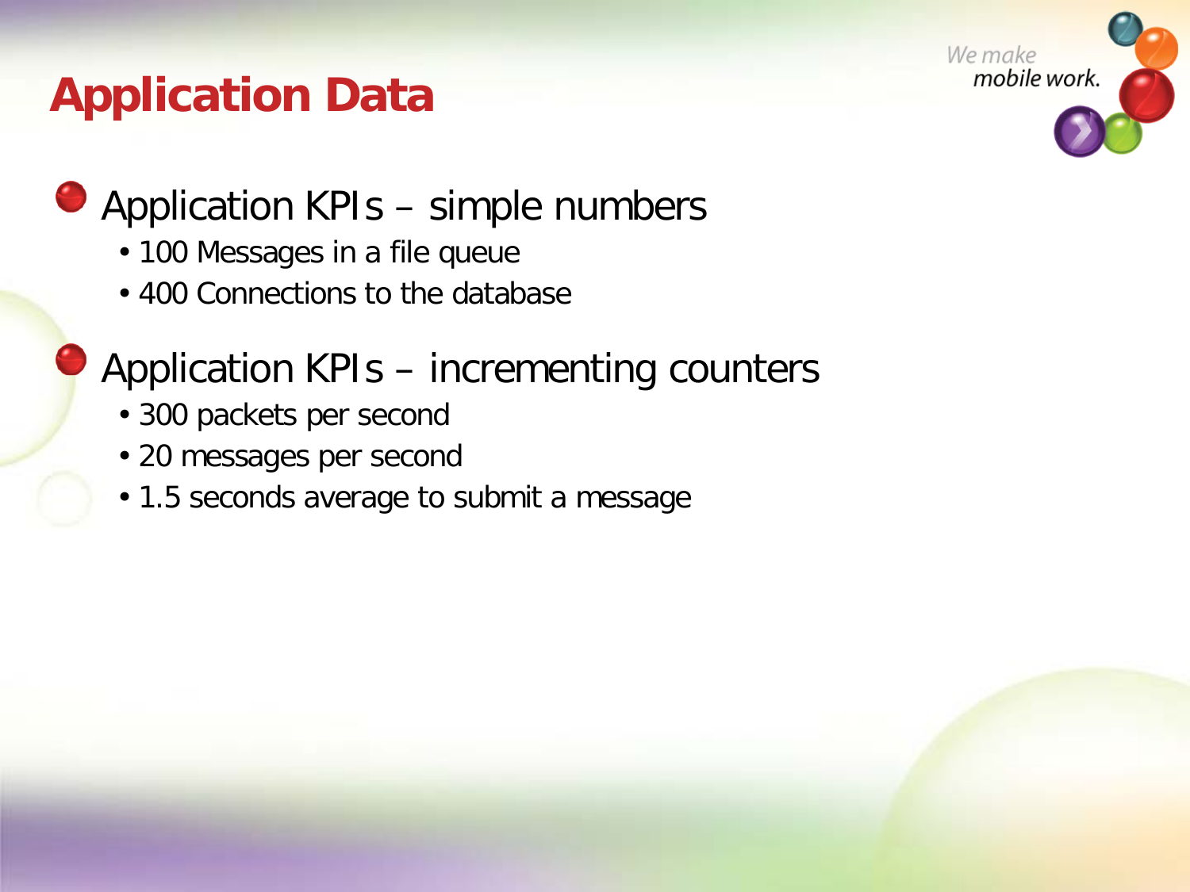# Application Data

- Application KPIs – simple numbers
  - 100 Messages in a file queue
  - 400 Connections to the database
- Application KPIs – incrementing counters
  - 300 packets per second
  - 20 messages per second
  - 1.5 seconds average to submit a message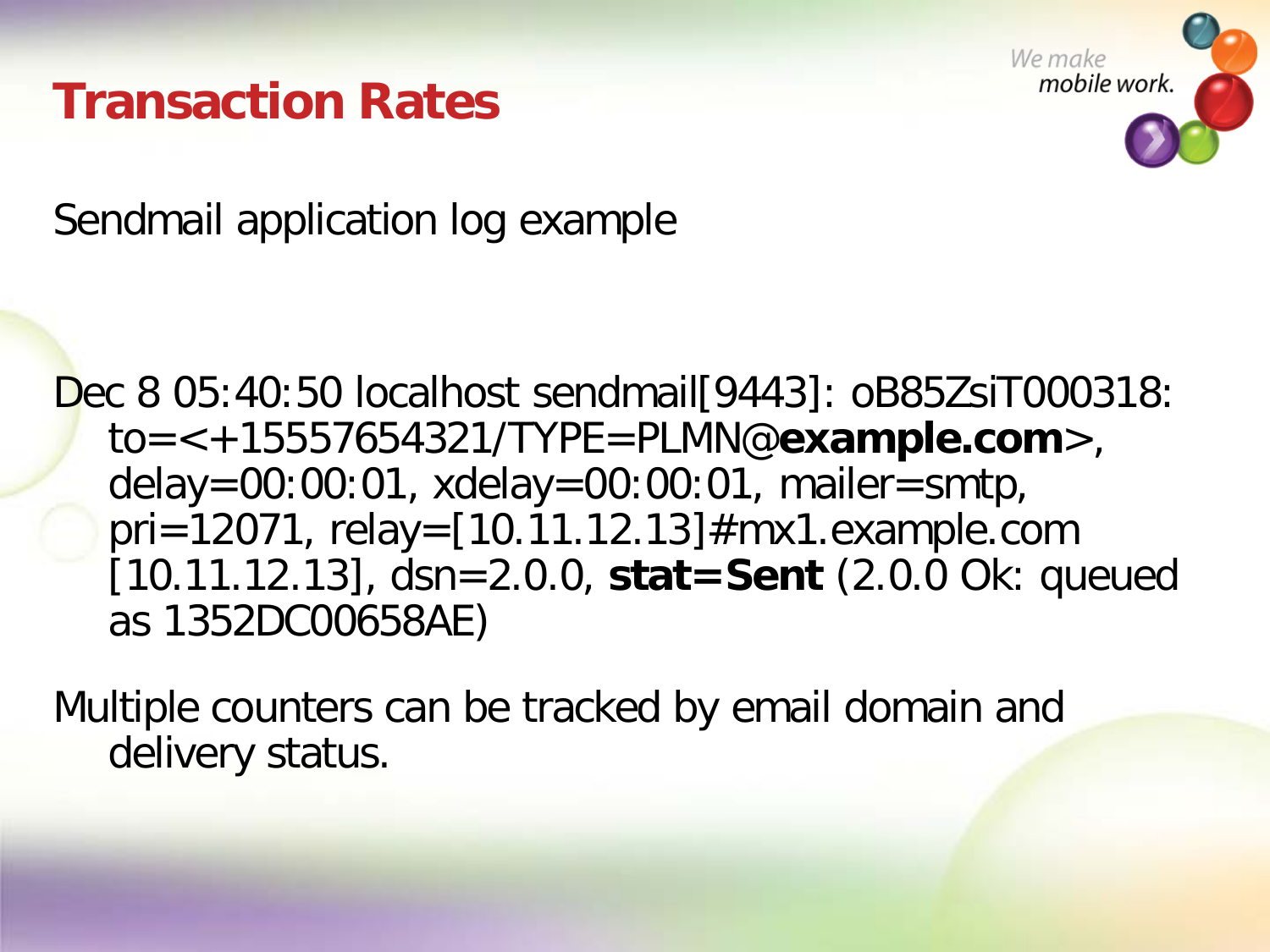# Transaction Rates

Sendmail application log example

Dec 8 05:40:50 localhost sendmail[9443]: oB85ZsiT000318: to=<+15557654321/TYPE=PLMN@**example.com**>, delay=00:00:01, xdelay=00:00:01, mailer=smtp, pri=12071, relay=[10.11.12.13]#mx1.example.com [10.11.12.13], dsn=2.0.0, **stat=Sent** (2.0.0 Ok: queued as 1352DC00658AE)

Multiple counters can be tracked by email domain and delivery status.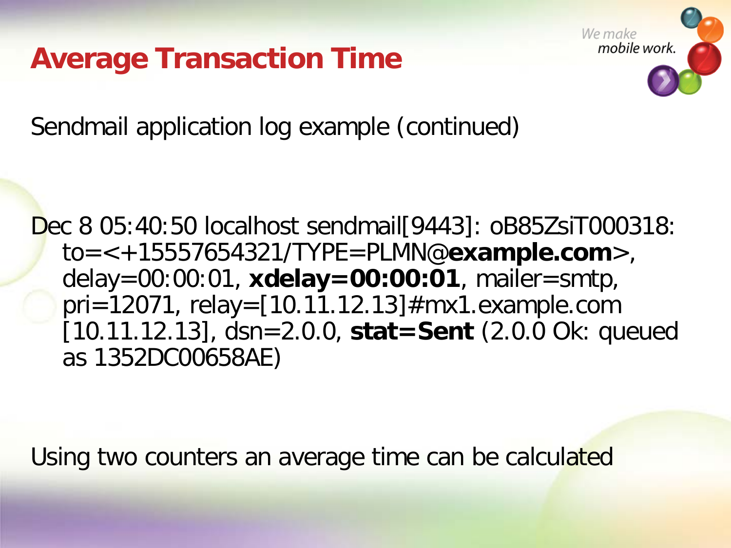# Average Transaction Time

Sendmail application log example (continued)

Dec 8 05:40:50 localhost sendmail[9443]: oB85ZsiT000318: to=<+15557654321/TYPE=PLMN@**example.com**>, delay=00:00:01, **xdelay=00:00:01**, mailer=smtp, pri=12071, relay=[10.11.12.13]#mx1.example.com [10.11.12.13], dsn=2.0.0, **stat=Sent** (2.0.0 Ok: queued as 1352DC00658AE)

Using two counters an average time can be calculated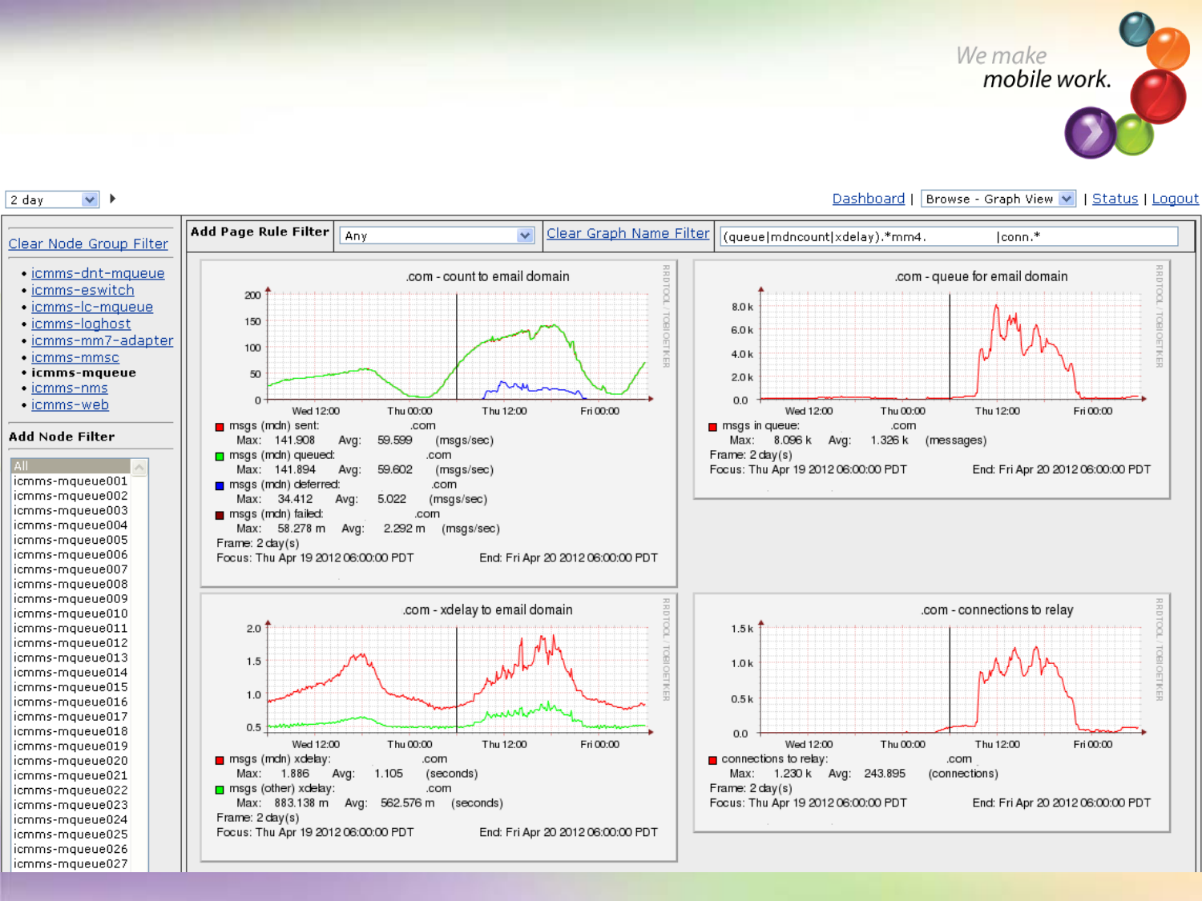We make mobile work.

2 day

Dashboard | Browse - Graph View | Status | Logout

Clear Node Group Filter

- icmms-dnt-mqueue
- icmms-eswitch
- icmms-lc-mqueue
- icmms-loghost
- icmms-mm7-adapter
- icmms-mmsc
- **icmms-mqueue**
- icmms-nms
- icmms-web

**Add Node Filter**

All
icmms-mqueue001
icmms-mqueue002
icmms-mqueue003
icmms-mqueue004
icmms-mqueue005
icmms-mqueue006
icmms-mqueue007
icmms-mqueue008
icmms-mqueue009
icmms-mqueue010
icmms-mqueue011
icmms-mqueue012
icmms-mqueue013
icmms-mqueue014
icmms-mqueue015
icmms-mqueue016
icmms-mqueue017
icmms-mqueue018
icmms-mqueue019
icmms-mqueue020
icmms-mqueue021
icmms-mqueue022
icmms-mqueue023
icmms-mqueue024
icmms-mqueue025
icmms-mqueue026
icmms-mqueue027

**Add Page Rule Filter** Any | Clear Graph Name Filter | (queue|mdncount|xdelay).*mm4. |conn.*

### .com - count to email domain

- msgs (mdn) sent: .com — Max: 141.908 Avg: 59.599 (msgs/sec)
- msgs (mdn) queued: .com — Max: 141.894 Avg: 59.602 (msgs/sec)
- msgs (mdn) deferred: .com — Max: 34.412 Avg: 5.022 (msgs/sec)
- msgs (mdn) failed: .com — Max: 58.278 m Avg: 2.292 m (msgs/sec)

Frame: 2 day(s)
Focus: Thu Apr 19 2012 06:00:00 PDT End: Fri Apr 20 2012 06:00:00 PDT

### .com - queue for email domain

- msgs in queue: .com — Max: 8.096 k Avg: 1.326 k (messages)

Frame: 2 day(s)
Focus: Thu Apr 19 2012 06:00:00 PDT End: Fri Apr 20 2012 06:00:00 PDT

### .com - xdelay to email domain

- msgs (mdn) xdelay: .com — Max: 1.886 Avg: 1.105 (seconds)
- msgs (other) xdelay: .com — Max: 883.138 m Avg: 562.576 m (seconds)

Frame: 2 day(s)
Focus: Thu Apr 19 2012 06:00:00 PDT End: Fri Apr 20 2012 06:00:00 PDT

### .com - connections to relay

- connections to relay: .com — Max: 1.230 k Avg: 243.895 (connections)

Frame: 2 day(s)
Focus: Thu Apr 19 2012 06:00:00 PDT End: Fri Apr 20 2012 06:00:00 PDT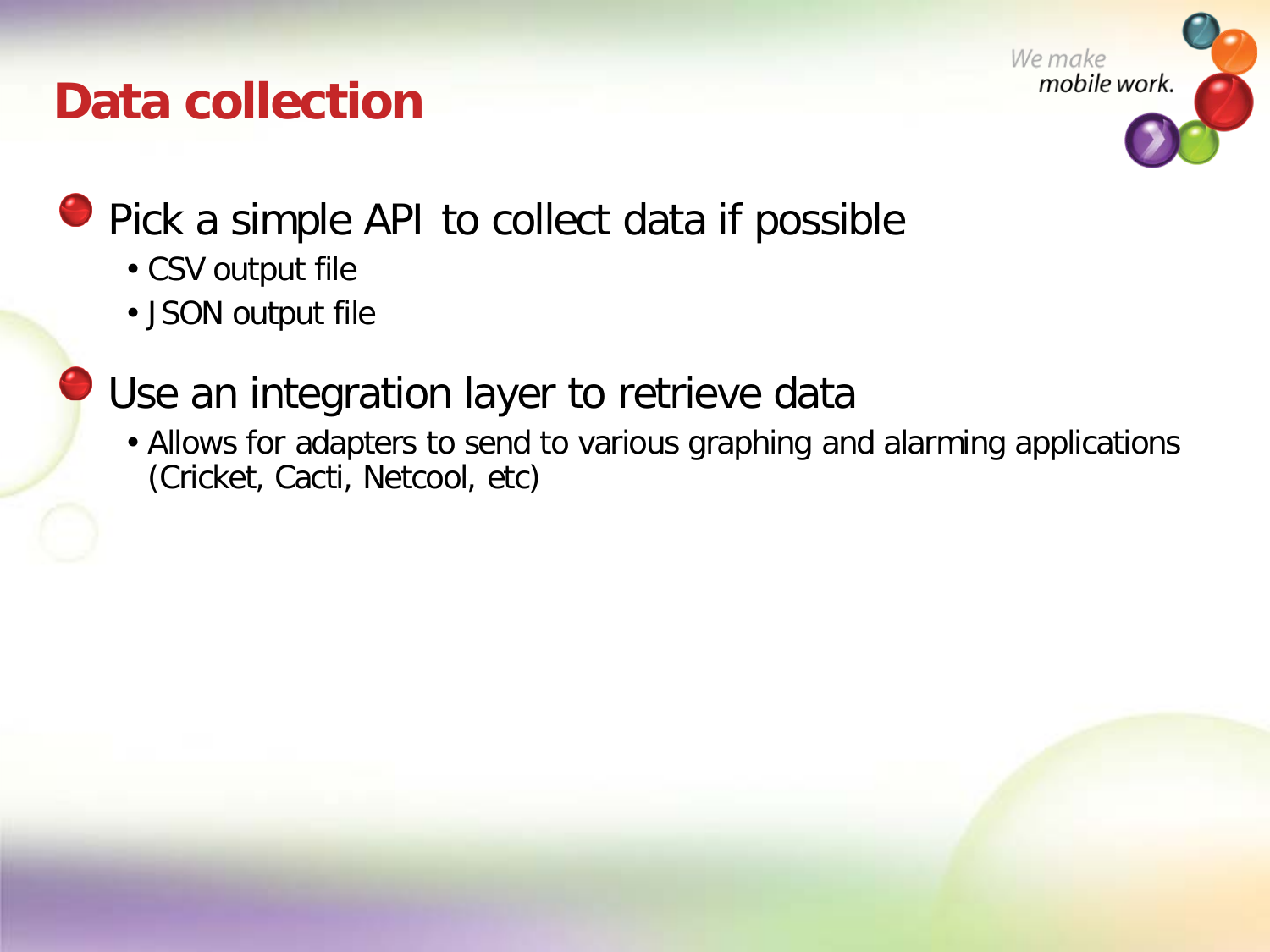# Data collection

- Pick a simple API to collect data if possible
  - CSV output file
  - JSON output file
- Use an integration layer to retrieve data
  - Allows for adapters to send to various graphing and alarming applications (Cricket, Cacti, Netcool, etc)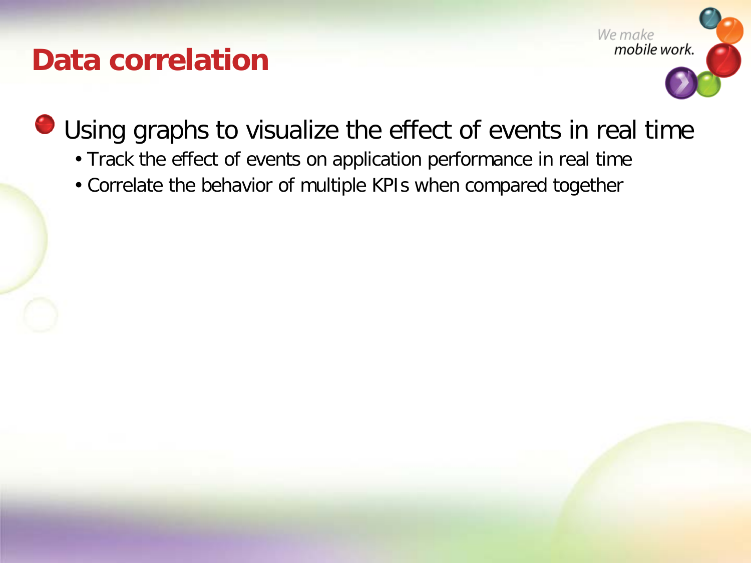# Data correlation

- Using graphs to visualize the effect of events in real time
  - Track the effect of events on application performance in real time
  - Correlate the behavior of multiple KPIs when compared together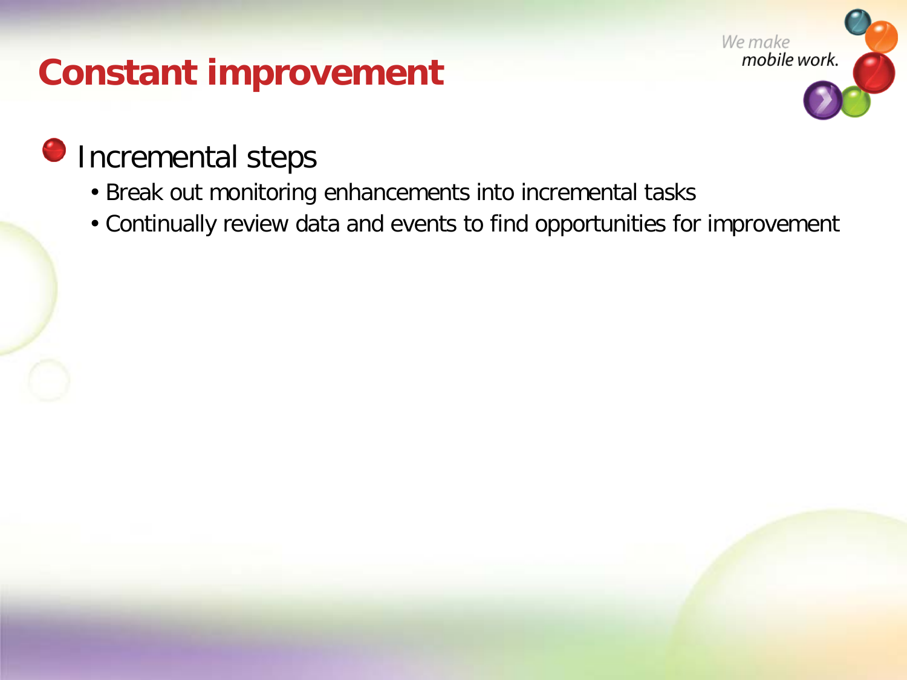# Constant improvement

- Incremental steps
  - Break out monitoring enhancements into incremental tasks
  - Continually review data and events to find opportunities for improvement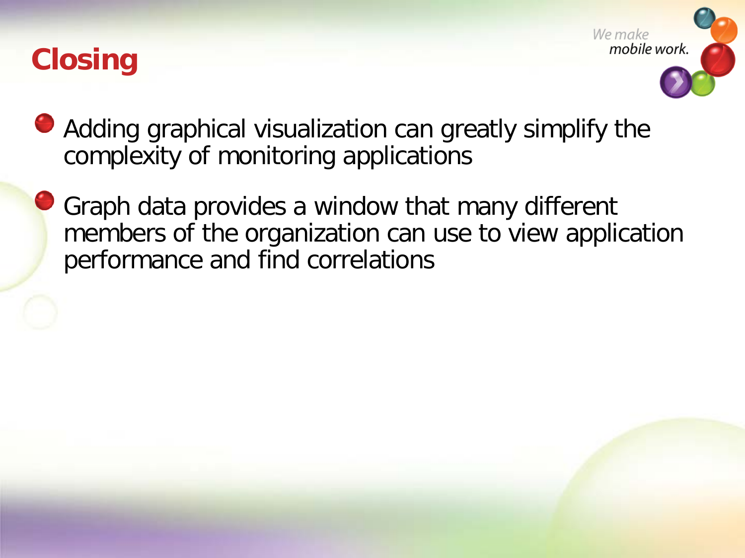# Closing

- Adding graphical visualization can greatly simplify the complexity of monitoring applications
- Graph data provides a window that many different members of the organization can use to view application performance and find correlations